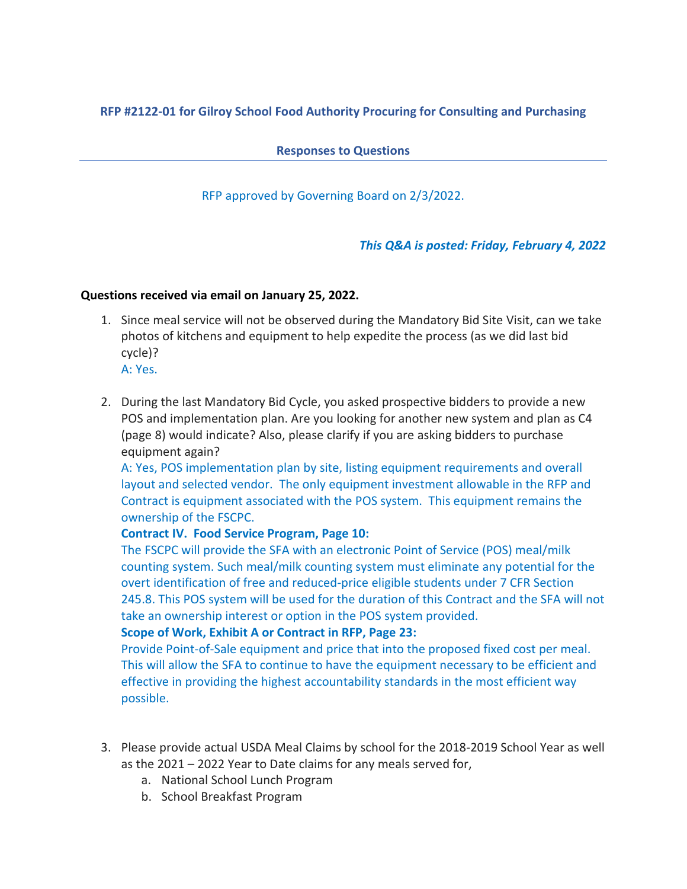**RFP #2122-01 for Gilroy School Food Authority Procuring for Consulting and Purchasing**

**Responses to Questions**

RFP approved by Governing Board on 2/3/2022.

***This Q&A is posted: Friday, February 4, 2022***

**Questions received via email on January 25, 2022.**

1. Since meal service will not be observed during the Mandatory Bid Site Visit, can we take photos of kitchens and equipment to help expedite the process (as we did last bid cycle)?
   A: Yes.

2. During the last Mandatory Bid Cycle, you asked prospective bidders to provide a new POS and implementation plan. Are you looking for another new system and plan as C4 (page 8) would indicate? Also, please clarify if you are asking bidders to purchase equipment again?
   A: Yes, POS implementation plan by site, listing equipment requirements and overall layout and selected vendor. The only equipment investment allowable in the RFP and Contract is equipment associated with the POS system. This equipment remains the ownership of the FSCPC.
   **Contract IV. Food Service Program, Page 10:**
   The FSCPC will provide the SFA with an electronic Point of Service (POS) meal/milk counting system. Such meal/milk counting system must eliminate any potential for the overt identification of free and reduced-price eligible students under 7 CFR Section 245.8. This POS system will be used for the duration of this Contract and the SFA will not take an ownership interest or option in the POS system provided.
   **Scope of Work, Exhibit A or Contract in RFP, Page 23:**
   Provide Point-of-Sale equipment and price that into the proposed fixed cost per meal. This will allow the SFA to continue to have the equipment necessary to be efficient and effective in providing the highest accountability standards in the most efficient way possible.

3. Please provide actual USDA Meal Claims by school for the 2018-2019 School Year as well as the 2021 – 2022 Year to Date claims for any meals served for,
   a. National School Lunch Program
   b. School Breakfast Program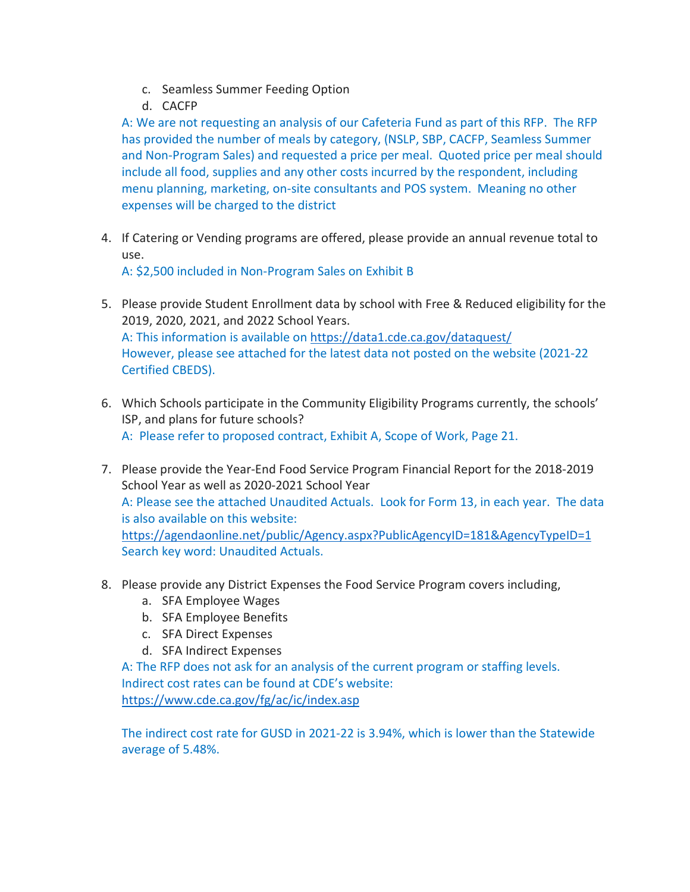c. Seamless Summer Feeding Option
   d. CACFP

   A: We are not requesting an analysis of our Cafeteria Fund as part of this RFP. The RFP has provided the number of meals by category, (NSLP, SBP, CACFP, Seamless Summer and Non-Program Sales) and requested a price per meal. Quoted price per meal should include all food, supplies and any other costs incurred by the respondent, including menu planning, marketing, on-site consultants and POS system. Meaning no other expenses will be charged to the district

4. If Catering or Vending programs are offered, please provide an annual revenue total to use.
   A: $2,500 included in Non-Program Sales on Exhibit B

5. Please provide Student Enrollment data by school with Free & Reduced eligibility for the 2019, 2020, 2021, and 2022 School Years.
   A: This information is available on https://data1.cde.ca.gov/dataquest/
   However, please see attached for the latest data not posted on the website (2021-22 Certified CBEDS).

6. Which Schools participate in the Community Eligibility Programs currently, the schools' ISP, and plans for future schools?
   A: Please refer to proposed contract, Exhibit A, Scope of Work, Page 21.

7. Please provide the Year-End Food Service Program Financial Report for the 2018-2019 School Year as well as 2020-2021 School Year
   A: Please see the attached Unaudited Actuals. Look for Form 13, in each year. The data is also available on this website:
   https://agendaonline.net/public/Agency.aspx?PublicAgencyID=181&AgencyTypeID=1
   Search key word: Unaudited Actuals.

8. Please provide any District Expenses the Food Service Program covers including,
   a. SFA Employee Wages
   b. SFA Employee Benefits
   c. SFA Direct Expenses
   d. SFA Indirect Expenses

   A: The RFP does not ask for an analysis of the current program or staffing levels. Indirect cost rates can be found at CDE's website:
   https://www.cde.ca.gov/fg/ac/ic/index.asp

   The indirect cost rate for GUSD in 2021-22 is 3.94%, which is lower than the Statewide average of 5.48%.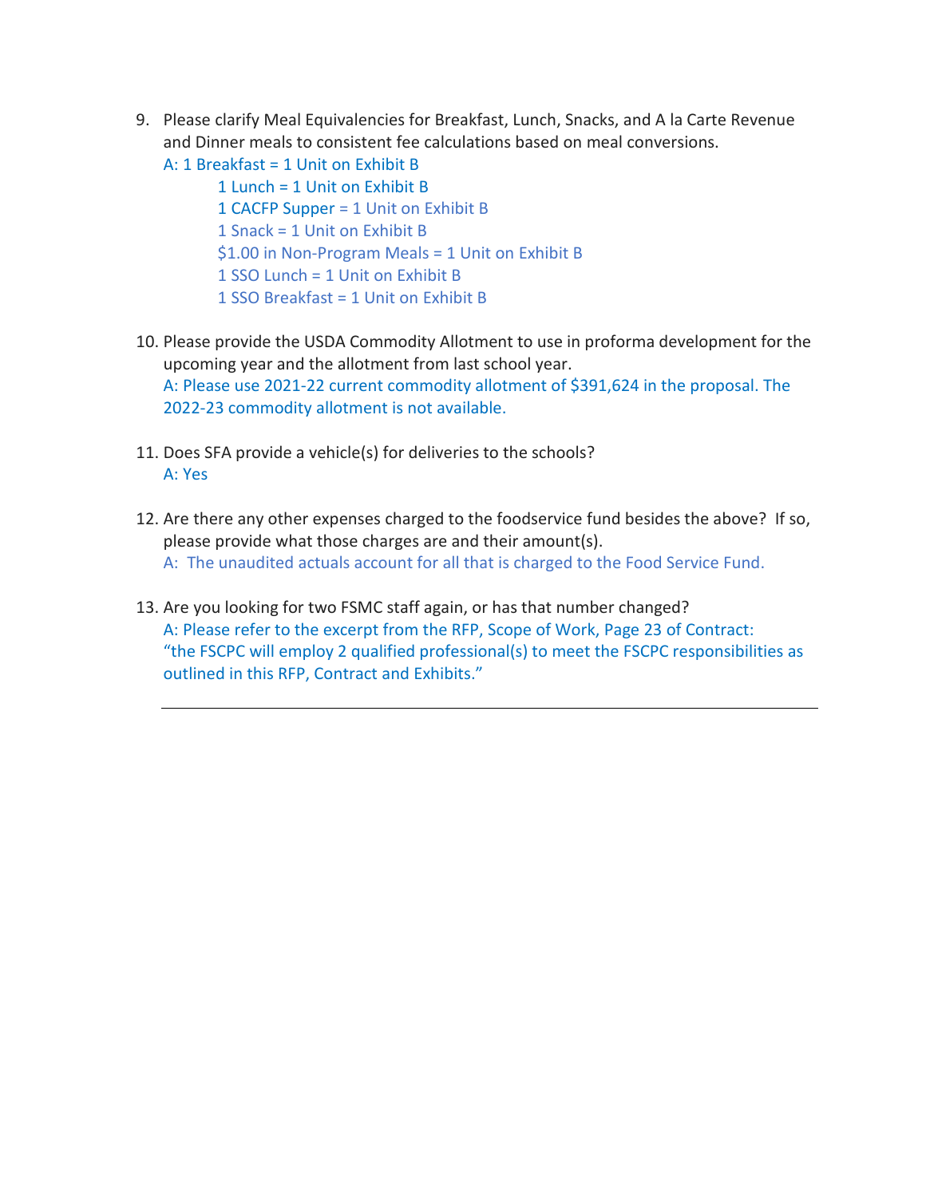9. Please clarify Meal Equivalencies for Breakfast, Lunch, Snacks, and A la Carte Revenue and Dinner meals to consistent fee calculations based on meal conversions.
   A: 1 Breakfast = 1 Unit on Exhibit B
   1 Lunch = 1 Unit on Exhibit B
   1 CACFP Supper = 1 Unit on Exhibit B
   1 Snack = 1 Unit on Exhibit B
   $1.00 in Non-Program Meals = 1 Unit on Exhibit B
   1 SSO Lunch = 1 Unit on Exhibit B
   1 SSO Breakfast = 1 Unit on Exhibit B

10. Please provide the USDA Commodity Allotment to use in proforma development for the upcoming year and the allotment from last school year.
    A: Please use 2021-22 current commodity allotment of $391,624 in the proposal. The 2022-23 commodity allotment is not available.

11. Does SFA provide a vehicle(s) for deliveries to the schools?
    A: Yes

12. Are there any other expenses charged to the foodservice fund besides the above? If so, please provide what those charges are and their amount(s).
    A: The unaudited actuals account for all that is charged to the Food Service Fund.

13. Are you looking for two FSMC staff again, or has that number changed?
    A: Please refer to the excerpt from the RFP, Scope of Work, Page 23 of Contract: "the FSCPC will employ 2 qualified professional(s) to meet the FSCPC responsibilities as outlined in this RFP, Contract and Exhibits."

---